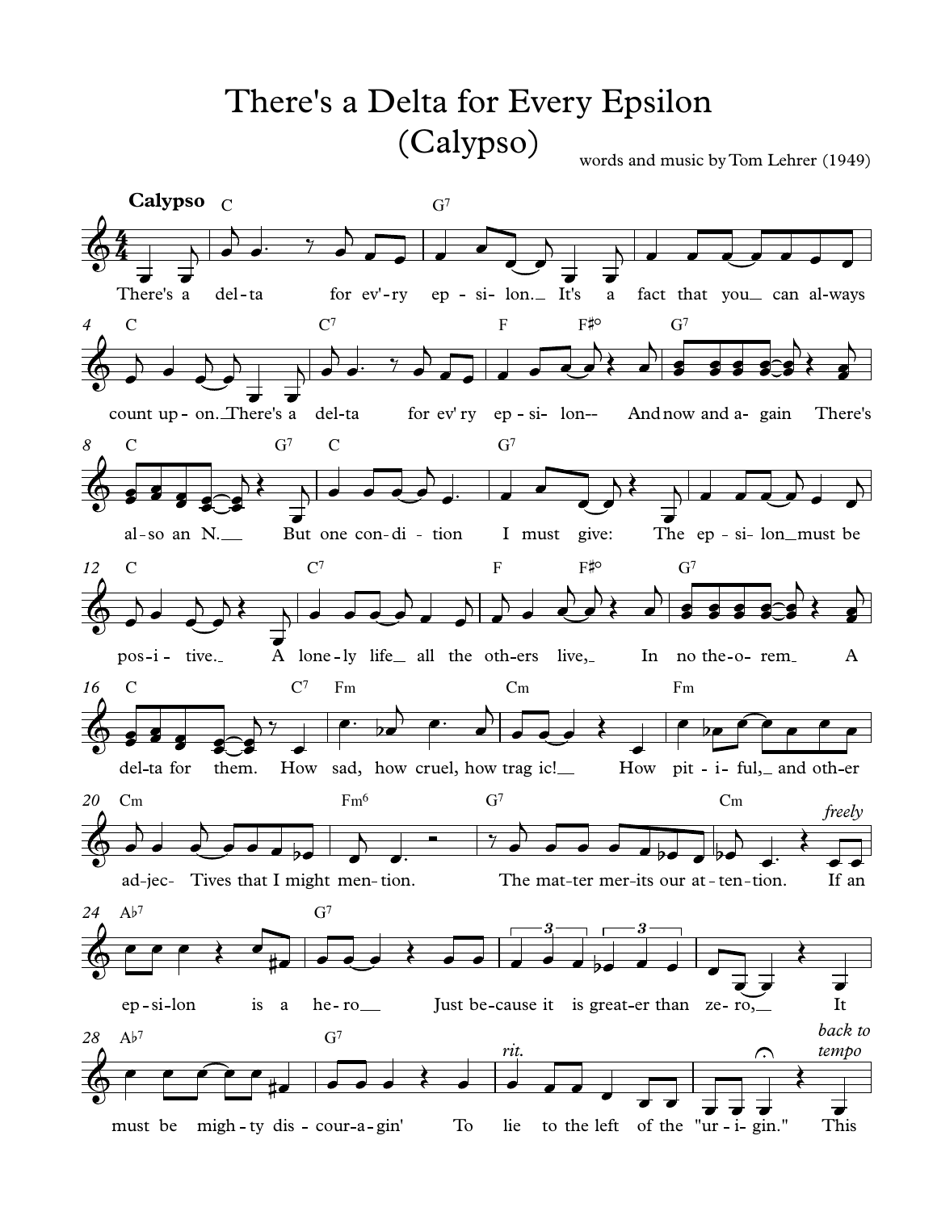# There's a Delta for Every Epsilon
## (Calypso)

words and music by Tom Lehrer (1949)

**Calypso**

C — G7

There's a delta for ev'ry epsilon. It's a fact that you can always

C — C7 — F — F♯° — G7

count upon. There's a delta for ev'ry epsilon-- And now and again There's

C — G7 — C — G7

also an N. But one condition I must give: The epsilon must be

C — C7 — F — F♯° — G7

positive. A lonely life all the others live, In no theorem A

C — C7 — Fm — Cm — Fm

delta for them. How sad, how cruel, how tragic! How pitiful, and other

Cm — Fm6 — G7 — Cm

adjec- Tives that I might mention. The matter merits our attention. *freely* If an

A♭7 — G7

epsilon is a hero Just because it is greater than zero, It

A♭7 — G7

must be mighty discouragin' *rit.* To lie to the left of the "urigin." *back to tempo* This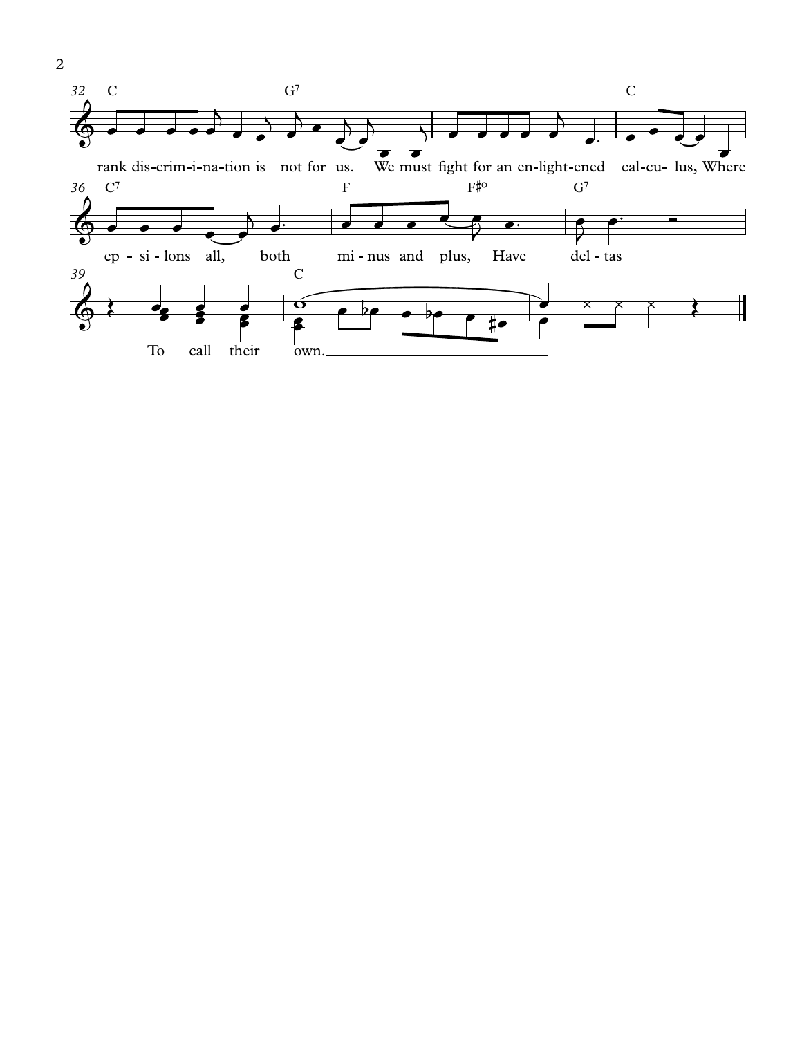32 C G7 C

rank dis-crim-i-na-tion is not for us. We must fight for an en-light-ened cal-cu- lus, Where

36 C7 F F♯° G7

ep - si - lons all, both mi - nus and plus, Have del - tas

39 C

To call their own.